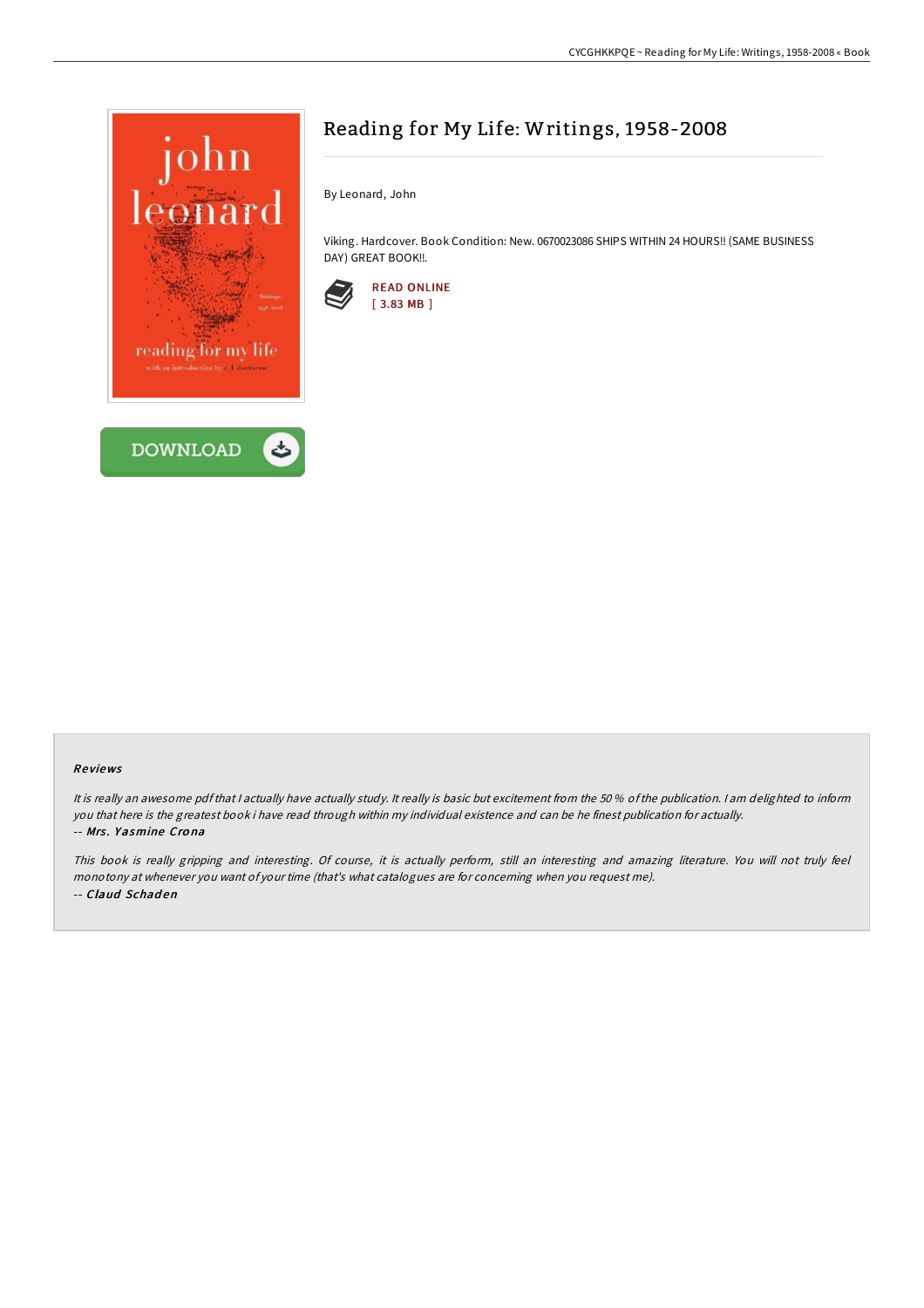# Reading for My Life: Writings, 1958-2008

By Leonard, John

Viking. Hardcover. Book Condition: New. 0670023086 SHIPS WITHIN 24 HOURS!! (SAME BUSINESS DAY) GREAT BOOK!!.

READ ONLINE
[ 3.83 MB ]

DOWNLOAD

### Reviews

*It is really an awesome pdf that I actually have actually study. It really is basic but excitement from the 50 % of the publication. I am delighted to inform you that here is the greatest book i have read through within my individual existence and can be he finest publication for actually.*
-- ***Mrs. Yasmine Crona***

*This book is really gripping and interesting. Of course, it is actually perform, still an interesting and amazing literature. You will not truly feel monotony at whenever you want of your time (that's what catalogues are for concerning when you request me).*
-- ***Claud Schaden***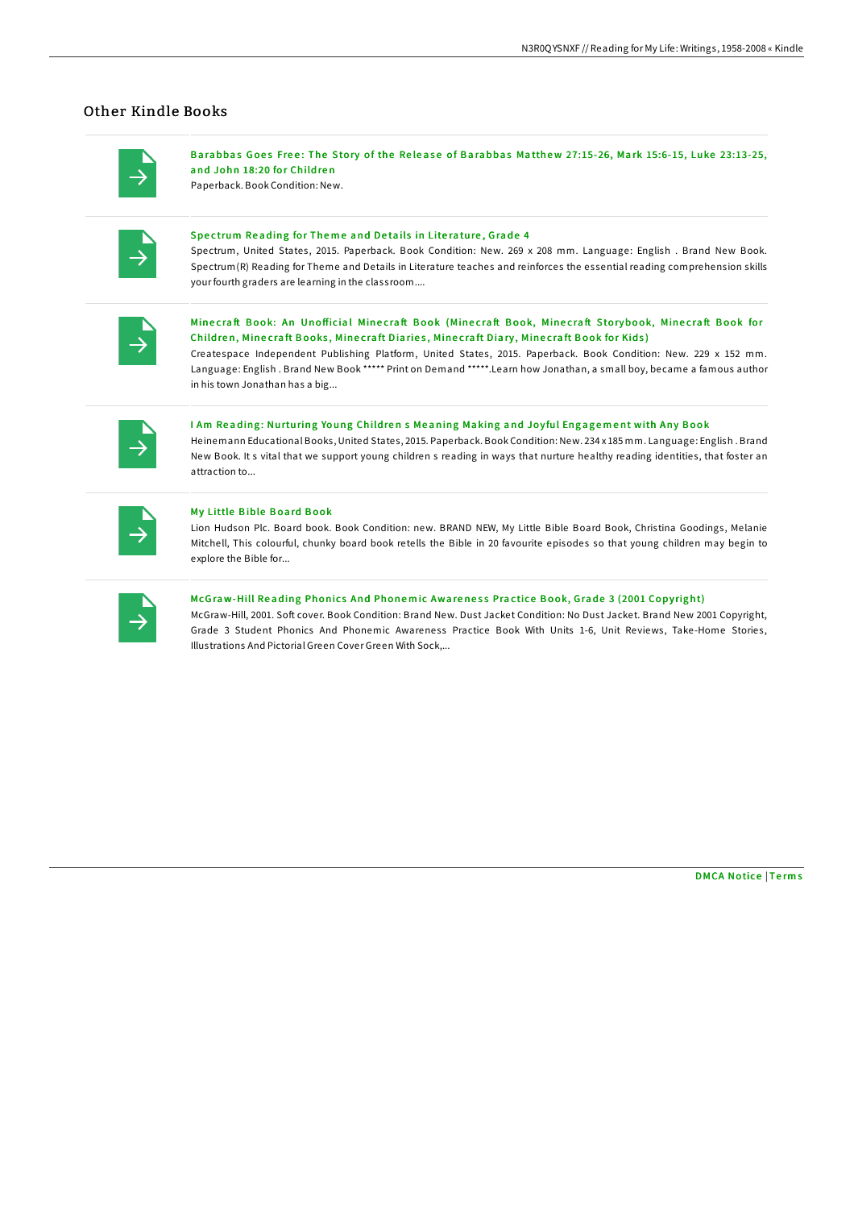## Other Kindle Books

**Barabbas Goes Free: The Story of the Release of Barabbas Matthew 27:15-26, Mark 15:6-15, Luke 23:13-25, and John 18:20 for Children**

Paperback. Book Condition: New.

**Spectrum Reading for Theme and Details in Literature, Grade 4**

Spectrum, United States, 2015. Paperback. Book Condition: New. 269 x 208 mm. Language: English . Brand New Book. Spectrum(R) Reading for Theme and Details in Literature teaches and reinforces the essential reading comprehension skills your fourth graders are learning in the classroom....

**Minecraft Book: An Unofficial Minecraft Book (Minecraft Book, Minecraft Storybook, Minecraft Book for Children, Minecraft Books, Minecraft Diaries, Minecraft Diary, Minecraft Book for Kids)**

Createspace Independent Publishing Platform, United States, 2015. Paperback. Book Condition: New. 229 x 152 mm. Language: English . Brand New Book ***** Print on Demand *****.Learn how Jonathan, a small boy, became a famous author in his town Jonathan has a big...

**I Am Reading: Nurturing Young Children s Meaning Making and Joyful Engagement with Any Book**

Heinemann Educational Books, United States, 2015. Paperback. Book Condition: New. 234 x 185 mm. Language: English . Brand New Book. It s vital that we support young children s reading in ways that nurture healthy reading identities, that foster an attraction to...

**My Little Bible Board Book**

Lion Hudson Plc. Board book. Book Condition: new. BRAND NEW, My Little Bible Board Book, Christina Goodings, Melanie Mitchell, This colourful, chunky board book retells the Bible in 20 favourite episodes so that young children may begin to explore the Bible for...

**McGraw-Hill Reading Phonics And Phonemic Awareness Practice Book, Grade 3 (2001 Copyright)**

McGraw-Hill, 2001. Soft cover. Book Condition: Brand New. Dust Jacket Condition: No Dust Jacket. Brand New 2001 Copyright, Grade 3 Student Phonics And Phonemic Awareness Practice Book With Units 1-6, Unit Reviews, Take-Home Stories, Illustrations And Pictorial Green Cover Green With Sock,...

DMCA Notice | Terms